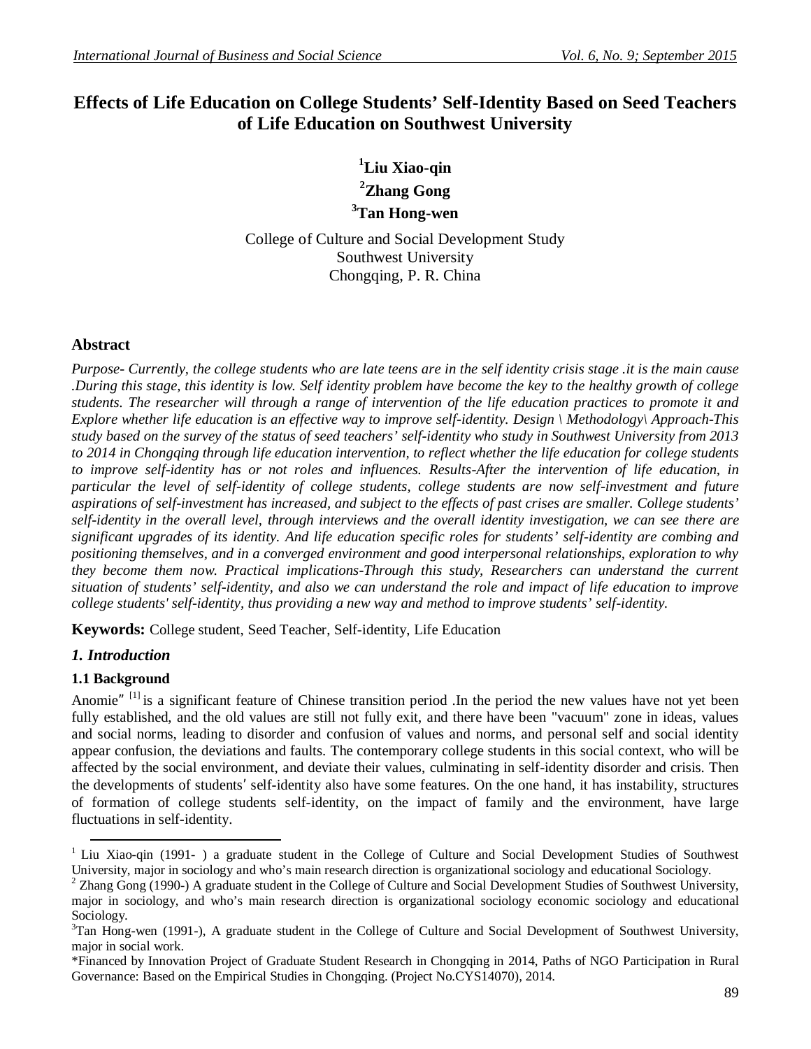# Effects of Life Education on College Students' Self-Identity Based on Seed Teachers of Life Education on Southwest University

**[1]Liu Xiao-qin**

**[2]Zhang Gong**

**[3]Tan Hong-wen**

College of Culture and Social Development Study
Southwest University
Chongqing, P. R. China

## Abstract

*Purpose- Currently, the college students who are late teens are in the self identity crisis stage .it is the main cause .During this stage, this identity is low. Self identity problem have become the key to the healthy growth of college students. The researcher will through a range of intervention of the life education practices to promote it and Explore whether life education is an effective way to improve self-identity. Design \ Methodology\ Approach-This study based on the survey of the status of seed teachers' self-identity who study in Southwest University from 2013 to 2014 in Chongqing through life education intervention, to reflect whether the life education for college students to improve self-identity has or not roles and influences. Results-After the intervention of life education, in particular the level of self-identity of college students, college students are now self-investment and future aspirations of self-investment has increased, and subject to the effects of past crises are smaller. College students' self-identity in the overall level, through interviews and the overall identity investigation, we can see there are significant upgrades of its identity. And life education specific roles for students' self-identity are combing and positioning themselves, and in a converged environment and good interpersonal relationships, exploration to why they become them now. Practical implications-Through this study, Researchers can understand the current situation of students' self-identity, and also we can understand the role and impact of life education to improve college students' self-identity, thus providing a new way and method to improve students' self-identity.*

**Keywords:** College student, Seed Teacher, Self-identity, Life Education

## *1. Introduction*

### 1.1 Background

Anomie″ [1] is a significant feature of Chinese transition period .In the period the new values have not yet been fully established, and the old values are still not fully exit, and there have been "vacuum" zone in ideas, values and social norms, leading to disorder and confusion of values and norms, and personal self and social identity appear confusion, the deviations and faults. The contemporary college students in this social context, who will be affected by the social environment, and deviate their values, culminating in self-identity disorder and crisis. Then the developments of students′ self-identity also have some features. On the one hand, it has instability, structures of formation of college students self-identity, on the impact of family and the environment, have large fluctuations in self-identity.

---

[1] Liu Xiao-qin (1991- ) a graduate student in the College of Culture and Social Development Studies of Southwest University, major in sociology and who's main research direction is organizational sociology and educational Sociology.

[2] Zhang Gong (1990-) A graduate student in the College of Culture and Social Development Studies of Southwest University, major in sociology, and who's main research direction is organizational sociology economic sociology and educational Sociology.

[3]Tan Hong-wen (1991-), A graduate student in the College of Culture and Social Development of Southwest University, major in social work.

*Financed by Innovation Project of Graduate Student Research in Chongqing in 2014, Paths of NGO Participation in Rural Governance: Based on the Empirical Studies in Chongqing. (Project No.CYS14070), 2014.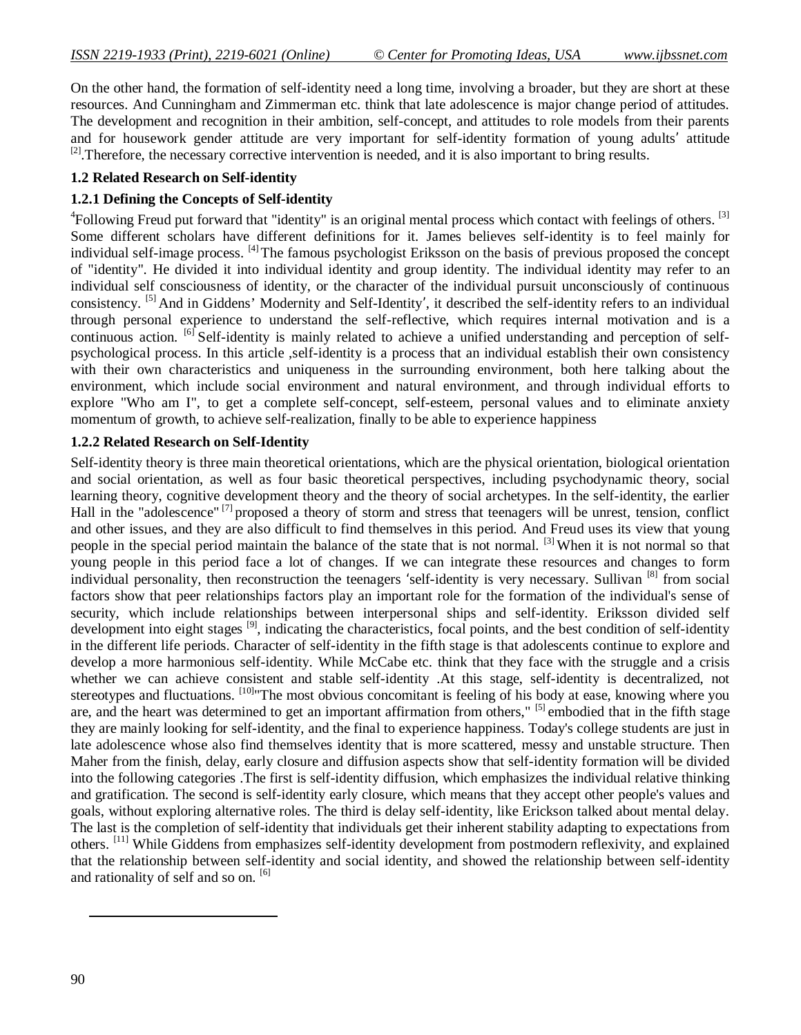On the other hand, the formation of self-identity need a long time, involving a broader, but they are short at these resources. And Cunningham and Zimmerman etc. think that late adolescence is major change period of attitudes. The development and recognition in their ambition, self-concept, and attitudes to role models from their parents and for housework gender attitude are very important for self-identity formation of young adults' attitude [2].Therefore, the necessary corrective intervention is needed, and it is also important to bring results.

**1.2 Related Research on Self-identity**

**1.2.1 Defining the Concepts of Self-identity**

[4]Following Freud put forward that "identity" is an original mental process which contact with feelings of others. [3] Some different scholars have different definitions for it. James believes self-identity is to feel mainly for individual self-image process. [4] The famous psychologist Eriksson on the basis of previous proposed the concept of "identity". He divided it into individual identity and group identity. The individual identity may refer to an individual self consciousness of identity, or the character of the individual pursuit unconsciously of continuous consistency. [5] And in Giddens' Modernity and Self-Identity', it described the self-identity refers to an individual through personal experience to understand the self-reflective, which requires internal motivation and is a continuous action. [6] Self-identity is mainly related to achieve a unified understanding and perception of self-psychological process. In this article ,self-identity is a process that an individual establish their own consistency with their own characteristics and uniqueness in the surrounding environment, both here talking about the environment, which include social environment and natural environment, and through individual efforts to explore "Who am I", to get a complete self-concept, self-esteem, personal values and to eliminate anxiety momentum of growth, to achieve self-realization, finally to be able to experience happiness

**1.2.2 Related Research on Self-Identity**

Self-identity theory is three main theoretical orientations, which are the physical orientation, biological orientation and social orientation, as well as four basic theoretical perspectives, including psychodynamic theory, social learning theory, cognitive development theory and the theory of social archetypes. In the self-identity, the earlier Hall in the "adolescence" [7] proposed a theory of storm and stress that teenagers will be unrest, tension, conflict and other issues, and they are also difficult to find themselves in this period. And Freud uses its view that young people in the special period maintain the balance of the state that is not normal. [3] When it is not normal so that young people in this period face a lot of changes. If we can integrate these resources and changes to form individual personality, then reconstruction the teenagers 'self-identity is very necessary. Sullivan [8] from social factors show that peer relationships factors play an important role for the formation of the individual's sense of security, which include relationships between interpersonal ships and self-identity. Eriksson divided self development into eight stages [9], indicating the characteristics, focal points, and the best condition of self-identity in the different life periods. Character of self-identity in the fifth stage is that adolescents continue to explore and develop a more harmonious self-identity. While McCabe etc. think that they face with the struggle and a crisis whether we can achieve consistent and stable self-identity .At this stage, self-identity is decentralized, not stereotypes and fluctuations. [10]"The most obvious concomitant is feeling of his body at ease, knowing where you are, and the heart was determined to get an important affirmation from others," [5] embodied that in the fifth stage they are mainly looking for self-identity, and the final to experience happiness. Today's college students are just in late adolescence whose also find themselves identity that is more scattered, messy and unstable structure. Then Maher from the finish, delay, early closure and diffusion aspects show that self-identity formation will be divided into the following categories .The first is self-identity diffusion, which emphasizes the individual relative thinking and gratification. The second is self-identity early closure, which means that they accept other people's values and goals, without exploring alternative roles. The third is delay self-identity, like Erickson talked about mental delay. The last is the completion of self-identity that individuals get their inherent stability adapting to expectations from others. [11] While Giddens from emphasizes self-identity development from postmodern reflexivity, and explained that the relationship between self-identity and social identity, and showed the relationship between self-identity and rationality of self and so on. [6]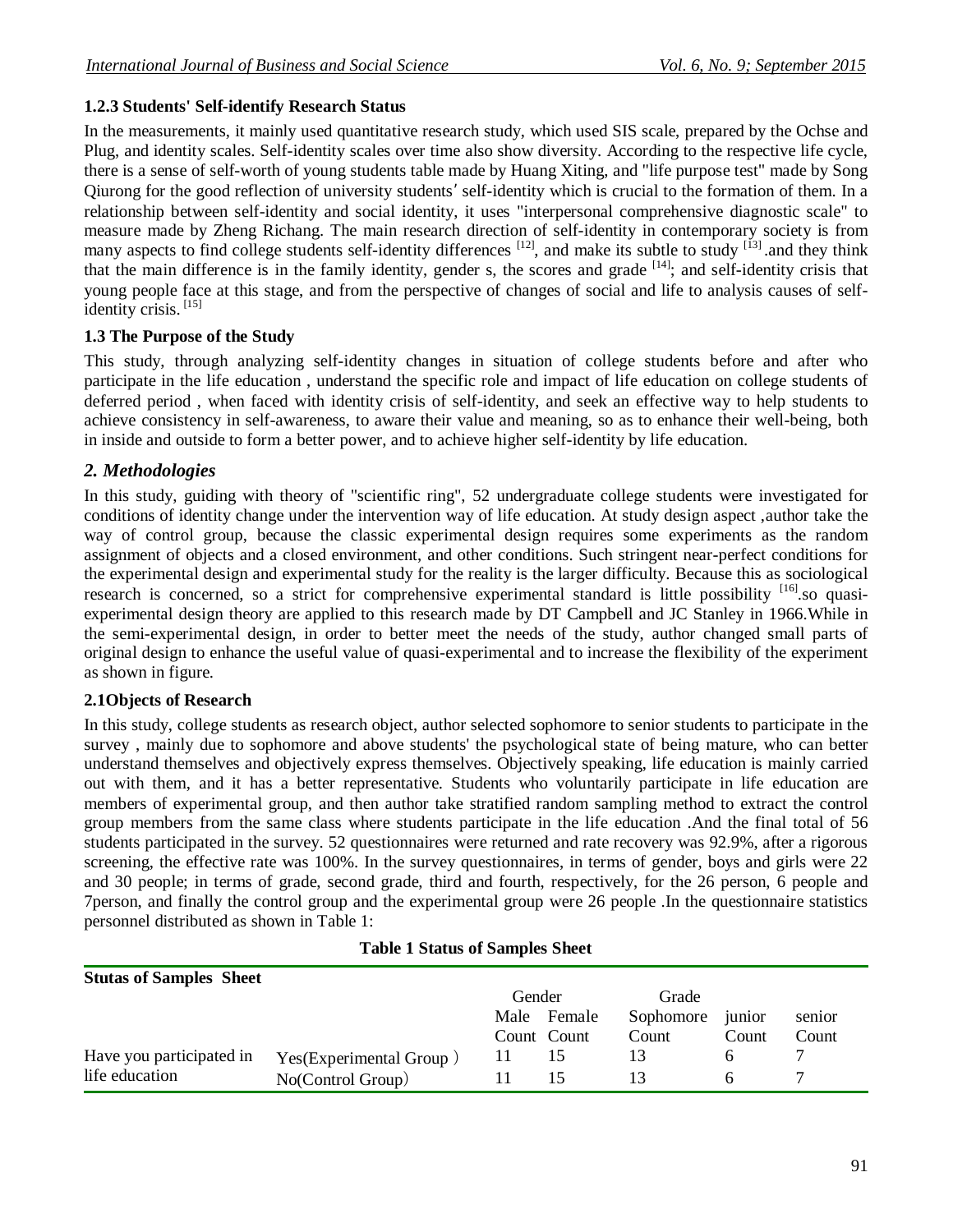### 1.2.3 Students' Self-identify Research Status

In the measurements, it mainly used quantitative research study, which used SIS scale, prepared by the Ochse and Plug, and identity scales. Self-identity scales over time also show diversity. According to the respective life cycle, there is a sense of self-worth of young students table made by Huang Xiting, and "life purpose test" made by Song Qiurong for the good reflection of university students′ self-identity which is crucial to the formation of them. In a relationship between self-identity and social identity, it uses "interpersonal comprehensive diagnostic scale" to measure made by Zheng Richang. The main research direction of self-identity in contemporary society is from many aspects to find college students self-identity differences [12], and make its subtle to study [13] .and they think that the main difference is in the family identity, gender s, the scores and grade [14]; and self-identity crisis that young people face at this stage, and from the perspective of changes of social and life to analysis causes of self-identity crisis. [15]

### 1.3 The Purpose of the Study

This study, through analyzing self-identity changes in situation of college students before and after who participate in the life education , understand the specific role and impact of life education on college students of deferred period , when faced with identity crisis of self-identity, and seek an effective way to help students to achieve consistency in self-awareness, to aware their value and meaning, so as to enhance their well-being, both in inside and outside to form a better power, and to achieve higher self-identity by life education.

## *2. Methodologies*

In this study, guiding with theory of "scientific ring", 52 undergraduate college students were investigated for conditions of identity change under the intervention way of life education. At study design aspect ,author take the way of control group, because the classic experimental design requires some experiments as the random assignment of objects and a closed environment, and other conditions. Such stringent near-perfect conditions for the experimental design and experimental study for the reality is the larger difficulty. Because this as sociological research is concerned, so a strict for comprehensive experimental standard is little possibility [16].so quasi-experimental design theory are applied to this research made by DT Campbell and JC Stanley in 1966.While in the semi-experimental design, in order to better meet the needs of the study, author changed small parts of original design to enhance the useful value of quasi-experimental and to increase the flexibility of the experiment as shown in figure.

### 2.1Objects of Research

In this study, college students as research object, author selected sophomore to senior students to participate in the survey , mainly due to sophomore and above students' the psychological state of being mature, who can better understand themselves and objectively express themselves. Objectively speaking, life education is mainly carried out with them, and it has a better representative. Students who voluntarily participate in life education are members of experimental group, and then author take stratified random sampling method to extract the control group members from the same class where students participate in the life education .And the final total of 56 students participated in the survey. 52 questionnaires were returned and rate recovery was 92.9%, after a rigorous screening, the effective rate was 100%. In the survey questionnaires, in terms of gender, boys and girls were 22 and 30 people; in terms of grade, second grade, third and fourth, respectively, for the 26 person, 6 people and 7person, and finally the control group and the experimental group were 26 people .In the questionnaire statistics personnel distributed as shown in Table 1:

**Table 1 Status of Samples Sheet**

| Stutas of Samples Sheet | | Gender | | Grade | | |
|---|---|---|---|---|---|---|
| | | Male | Female | Sophomore | junior | senior |
| | | Count | Count | Count | Count | Count |
| Have you participated in life education | Yes(Experimental Group) | 11 | 15 | 13 | 6 | 7 |
| | No(Control Group) | 11 | 15 | 13 | 6 | 7 |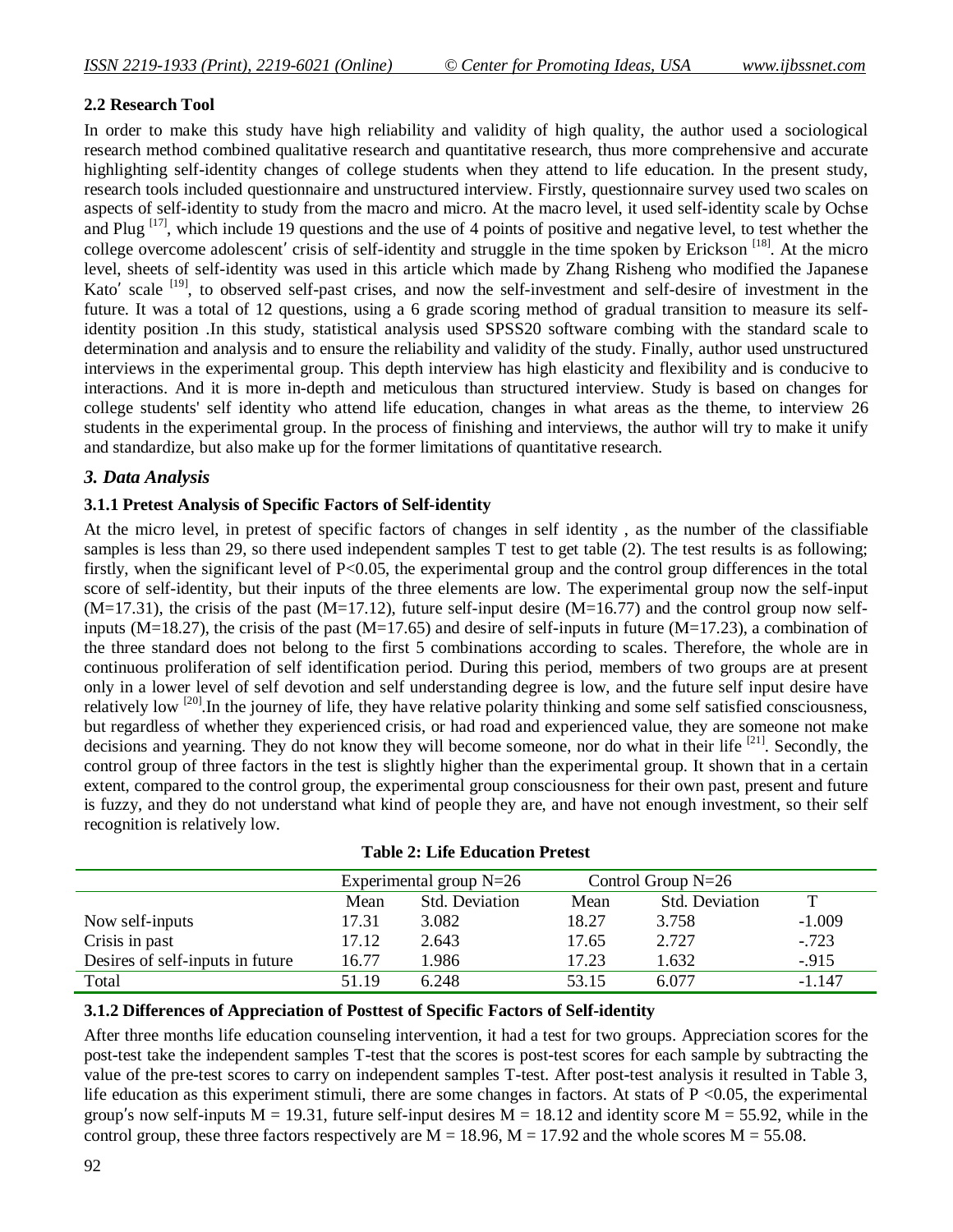### 2.2 Research Tool

In order to make this study have high reliability and validity of high quality, the author used a sociological research method combined qualitative research and quantitative research, thus more comprehensive and accurate highlighting self-identity changes of college students when they attend to life education. In the present study, research tools included questionnaire and unstructured interview. Firstly, questionnaire survey used two scales on aspects of self-identity to study from the macro and micro. At the macro level, it used self-identity scale by Ochse and Plug [17], which include 19 questions and the use of 4 points of positive and negative level, to test whether the college overcome adolescent′ crisis of self-identity and struggle in the time spoken by Erickson [18]. At the micro level, sheets of self-identity was used in this article which made by Zhang Risheng who modified the Japanese Kato′ scale [19], to observed self-past crises, and now the self-investment and self-desire of investment in the future. It was a total of 12 questions, using a 6 grade scoring method of gradual transition to measure its self-identity position .In this study, statistical analysis used SPSS20 software combing with the standard scale to determination and analysis and to ensure the reliability and validity of the study. Finally, author used unstructured interviews in the experimental group. This depth interview has high elasticity and flexibility and is conducive to interactions. And it is more in-depth and meticulous than structured interview. Study is based on changes for college students' self identity who attend life education, changes in what areas as the theme, to interview 26 students in the experimental group. In the process of finishing and interviews, the author will try to make it unify and standardize, but also make up for the former limitations of quantitative research.

## *3. Data Analysis*

### 3.1.1 Pretest Analysis of Specific Factors of Self-identity

At the micro level, in pretest of specific factors of changes in self identity , as the number of the classifiable samples is less than 29, so there used independent samples T test to get table (2). The test results is as following; firstly, when the significant level of $P<0.05$, the experimental group and the control group differences in the total score of self-identity, but their inputs of the three elements are low. The experimental group now the self-input ($M=17.31$), the crisis of the past ($M=17.12$), future self-input desire ($M=16.77$) and the control group now self-inputs ($M=18.27$), the crisis of the past ($M=17.65$) and desire of self-inputs in future ($M=17.23$), a combination of the three standard does not belong to the first 5 combinations according to scales. Therefore, the whole are in continuous proliferation of self identification period. During this period, members of two groups are at present only in a lower level of self devotion and self understanding degree is low, and the future self input desire have relatively low [20].In the journey of life, they have relative polarity thinking and some self satisfied consciousness, but regardless of whether they experienced crisis, or had road and experienced value, they are someone not make decisions and yearning. They do not know they will become someone, nor do what in their life [21]. Secondly, the control group of three factors in the test is slightly higher than the experimental group. It shown that in a certain extent, compared to the control group, the experimental group consciousness for their own past, present and future is fuzzy, and they do not understand what kind of people they are, and have not enough investment, so their self recognition is relatively low.

**Table 2: Life Education Pretest**

| | Experimental group N=26 | | Control Group N=26 | | |
|---|---|---|---|---|---|
| | Mean | Std. Deviation | Mean | Std. Deviation | T |
| Now self-inputs | 17.31 | 3.082 | 18.27 | 3.758 | -1.009 |
| Crisis in past | 17.12 | 2.643 | 17.65 | 2.727 | -.723 |
| Desires of self-inputs in future | 16.77 | 1.986 | 17.23 | 1.632 | -.915 |
| Total | 51.19 | 6.248 | 53.15 | 6.077 | -1.147 |

### 3.1.2 Differences of Appreciation of Posttest of Specific Factors of Self-identity

After three months life education counseling intervention, it had a test for two groups. Appreciation scores for the post-test take the independent samples T-test that the scores is post-test scores for each sample by subtracting the value of the pre-test scores to carry on independent samples T-test. After post-test analysis it resulted in Table 3, life education as this experiment stimuli, there are some changes in factors. At stats of $P<0.05$, the experimental group′s now self-inputs $M = 19.31$, future self-input desires $M = 18.12$ and identity score $M = 55.92$, while in the control group, these three factors respectively are $M = 18.96$, $M = 17.92$ and the whole scores $M = 55.08$.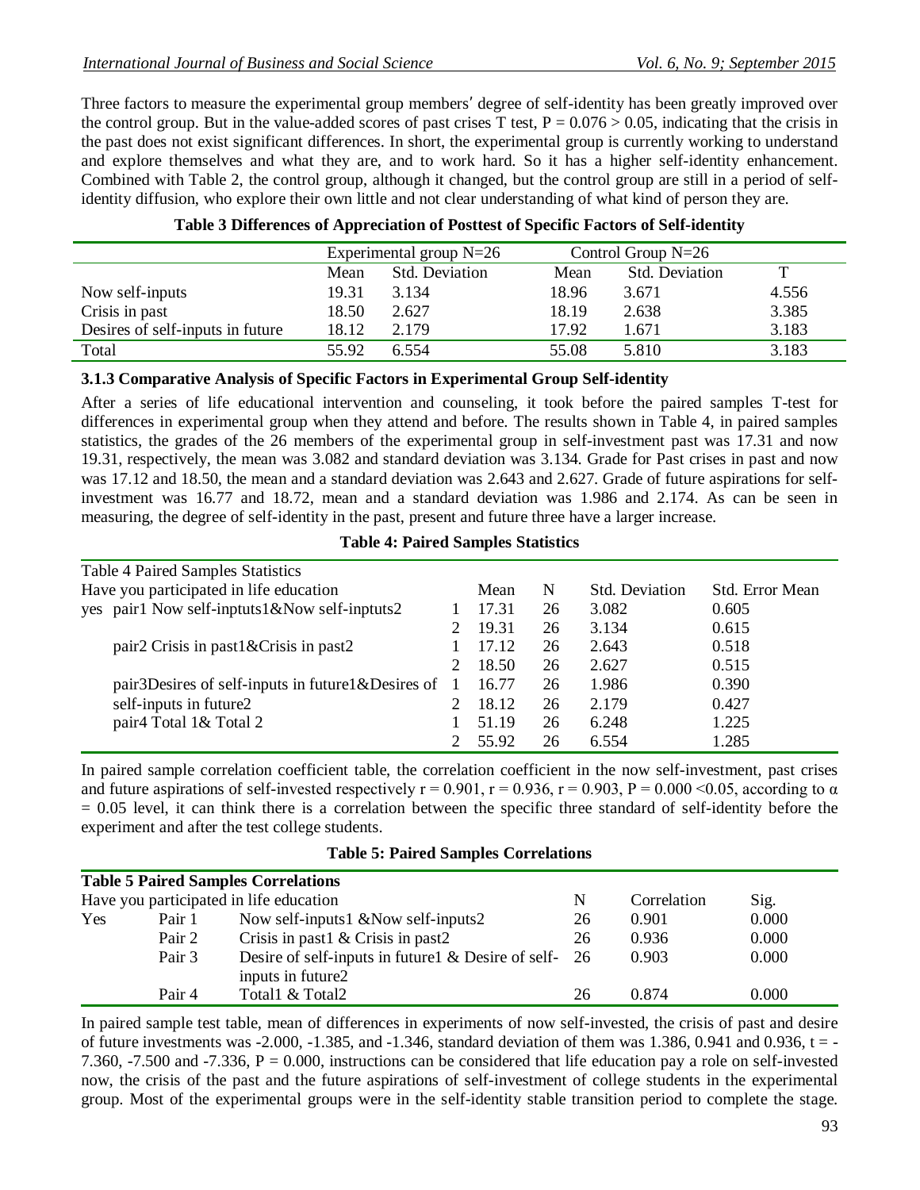Three factors to measure the experimental group members′ degree of self-identity has been greatly improved over the control group. But in the value-added scores of past crises T test, $P = 0.076 > 0.05$, indicating that the crisis in the past does not exist significant differences. In short, the experimental group is currently working to understand and explore themselves and what they are, and to work hard. So it has a higher self-identity enhancement. Combined with Table 2, the control group, although it changed, but the control group are still in a period of self-identity diffusion, who explore their own little and not clear understanding of what kind of person they are.

**Table 3 Differences of Appreciation of Posttest of Specific Factors of Self-identity**

| | Experimental group N=26 | | Control Group N=26 | | |
|---|---|---|---|---|---|
| | Mean | Std. Deviation | Mean | Std. Deviation | T |
| Now self-inputs | 19.31 | 3.134 | 18.96 | 3.671 | 4.556 |
| Crisis in past | 18.50 | 2.627 | 18.19 | 2.638 | 3.385 |
| Desires of self-inputs in future | 18.12 | 2.179 | 17.92 | 1.671 | 3.183 |
| Total | 55.92 | 6.554 | 55.08 | 5.810 | 3.183 |

### 3.1.3 Comparative Analysis of Specific Factors in Experimental Group Self-identity

After a series of life educational intervention and counseling, it took before the paired samples T-test for differences in experimental group when they attend and before. The results shown in Table 4, in paired samples statistics, the grades of the 26 members of the experimental group in self-investment past was 17.31 and now 19.31, respectively, the mean was 3.082 and standard deviation was 3.134. Grade for Past crises in past and now was 17.12 and 18.50, the mean and a standard deviation was 2.643 and 2.627. Grade of future aspirations for self-investment was 16.77 and 18.72, mean and a standard deviation was 1.986 and 2.174. As can be seen in measuring, the degree of self-identity in the past, present and future three have a larger increase.

**Table 4: Paired Samples Statistics**

| Table 4 Paired Samples Statistics | | | | | |
|---|---|---|---|---|---|
| Have you participated in life education | | Mean | N | Std. Deviation | Std. Error Mean |
| yes pair1 Now self-inptuts1&Now self-inptuts2 | 1 | 17.31 | 26 | 3.082 | 0.605 |
| | 2 | 19.31 | 26 | 3.134 | 0.615 |
| pair2 Crisis in past1&Crisis in past2 | 1 | 17.12 | 26 | 2.643 | 0.518 |
| | 2 | 18.50 | 26 | 2.627 | 0.515 |
| pair3Desires of self-inputs in future1&Desires of self-inputs in future2 | 1 | 16.77 | 26 | 1.986 | 0.390 |
| | 2 | 18.12 | 26 | 2.179 | 0.427 |
| pair4 Total 1& Total 2 | 1 | 51.19 | 26 | 6.248 | 1.225 |
| | 2 | 55.92 | 26 | 6.554 | 1.285 |

In paired sample correlation coefficient table, the correlation coefficient in the now self-investment, past crises and future aspirations of self-invested respectively $r = 0.901$, $r = 0.936$, $r = 0.903$, $P = 0.000 < 0.05$, according to $\alpha = 0.05$ level, it can think there is a correlation between the specific three standard of self-identity before the experiment and after the test college students.

**Table 5: Paired Samples Correlations**

| **Table 5 Paired Samples Correlations** | | | | | |
|---|---|---|---|---|---|
| Have you participated in life education | | | N | Correlation | Sig. |
| Yes | Pair 1 | Now self-inputs1 &Now self-inputs2 | 26 | 0.901 | 0.000 |
| | Pair 2 | Crisis in past1 & Crisis in past2 | 26 | 0.936 | 0.000 |
| | Pair 3 | Desire of self-inputs in future1 & Desire of self-inputs in future2 | 26 | 0.903 | 0.000 |
| | Pair 4 | Total1 & Total2 | 26 | 0.874 | 0.000 |

In paired sample test table, mean of differences in experiments of now self-invested, the crisis of past and desire of future investments was -2.000, -1.385, and -1.346, standard deviation of them was 1.386, 0.941 and 0.936, $t = -7.360$, $-7.500$ and $-7.336$, $P = 0.000$, instructions can be considered that life education pay a role on self-invested now, the crisis of the past and the future aspirations of self-investment of college students in the experimental group. Most of the experimental groups were in the self-identity stable transition period to complete the stage.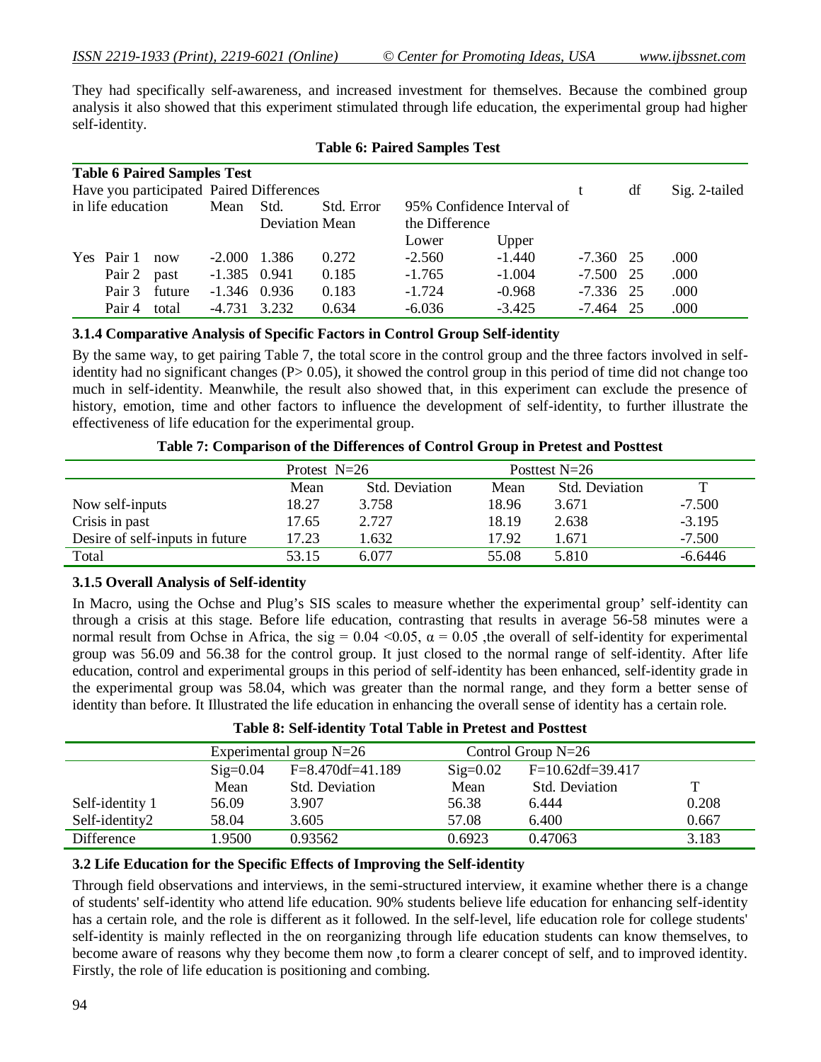They had specifically self-awareness, and increased investment for themselves. Because the combined group analysis it also showed that this experiment stimulated through life education, the experimental group had higher self-identity.

**Table 6: Paired Samples Test**

| Table 6 Paired Samples Test | | | | | | | | | | |
|---|---|---|---|---|---|---|---|---|---|---|
| Have you participated in life education | | | Paired Differences | | | | | t | df | Sig. 2-tailed |
| | | | Mean | Std. Deviation | Std. Error Mean | 95% Confidence Interval of the Difference | | | | |
| | | | | | | Lower | Upper | | | |
| Yes | Pair 1 | now | -2.000 | 1.386 | 0.272 | -2.560 | -1.440 | -7.360 | 25 | .000 |
| | Pair 2 | past | -1.385 | 0.941 | 0.185 | -1.765 | -1.004 | -7.500 | 25 | .000 |
| | Pair 3 | future | -1.346 | 0.936 | 0.183 | -1.724 | -0.968 | -7.336 | 25 | .000 |
| | Pair 4 | total | -4.731 | 3.232 | 0.634 | -6.036 | -3.425 | -7.464 | 25 | .000 |

### 3.1.4 Comparative Analysis of Specific Factors in Control Group Self-identity

By the same way, to get pairing Table 7, the total score in the control group and the three factors involved in self-identity had no significant changes (P> 0.05), it showed the control group in this period of time did not change too much in self-identity. Meanwhile, the result also showed that, in this experiment can exclude the presence of history, emotion, time and other factors to influence the development of self-identity, to further illustrate the effectiveness of life education for the experimental group.

**Table 7: Comparison of the Differences of Control Group in Pretest and Posttest**

| | Protest N=26 | | Posttest N=26 | | |
|---|---|---|---|---|---|
| | Mean | Std. Deviation | Mean | Std. Deviation | T |
| Now self-inputs | 18.27 | 3.758 | 18.96 | 3.671 | -7.500 |
| Crisis in past | 17.65 | 2.727 | 18.19 | 2.638 | -3.195 |
| Desire of self-inputs in future | 17.23 | 1.632 | 17.92 | 1.671 | -7.500 |
| Total | 53.15 | 6.077 | 55.08 | 5.810 | -6.6446 |

### 3.1.5 Overall Analysis of Self-identity

In Macro, using the Ochse and Plug's SIS scales to measure whether the experimental group' self-identity can through a crisis at this stage. Before life education, contrasting that results in average 56-58 minutes were a normal result from Ochse in Africa, the sig = 0.04 <0.05, α = 0.05 ,the overall of self-identity for experimental group was 56.09 and 56.38 for the control group. It just closed to the normal range of self-identity. After life education, control and experimental groups in this period of self-identity has been enhanced, self-identity grade in the experimental group was 58.04, which was greater than the normal range, and they form a better sense of identity than before. It Illustrated the life education in enhancing the overall sense of identity has a certain role.

**Table 8: Self-identity Total Table in Pretest and Posttest**

| | Experimental group N=26 | | Control Group N=26 | | |
|---|---|---|---|---|---|
| | Sig=0.04 | F=8.470df=41.189 | Sig=0.02 | F=10.62df=39.417 | |
| | Mean | Std. Deviation | Mean | Std. Deviation | T |
| Self-identity 1 | 56.09 | 3.907 | 56.38 | 6.444 | 0.208 |
| Self-identity2 | 58.04 | 3.605 | 57.08 | 6.400 | 0.667 |
| Difference | 1.9500 | 0.93562 | 0.6923 | 0.47063 | 3.183 |

## 3.2 Life Education for the Specific Effects of Improving the Self-identity

Through field observations and interviews, in the semi-structured interview, it examine whether there is a change of students' self-identity who attend life education. 90% students believe life education for enhancing self-identity has a certain role, and the role is different as it followed. In the self-level, life education role for college students' self-identity is mainly reflected in the on reorganizing through life education students can know themselves, to become aware of reasons why they become them now ,to form a clearer concept of self, and to improved identity. Firstly, the role of life education is positioning and combing.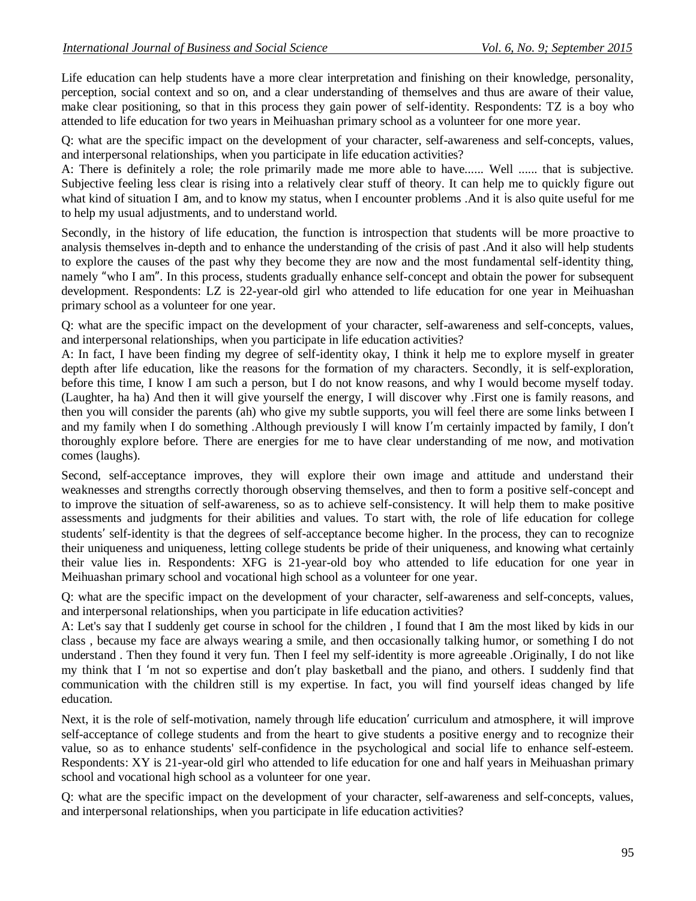Life education can help students have a more clear interpretation and finishing on their knowledge, personality, perception, social context and so on, and a clear understanding of themselves and thus are aware of their value, make clear positioning, so that in this process they gain power of self-identity. Respondents: TZ is a boy who attended to life education for two years in Meihuashan primary school as a volunteer for one more year.

Q: what are the specific impact on the development of your character, self-awareness and self-concepts, values, and interpersonal relationships, when you participate in life education activities?
A: There is definitely a role; the role primarily made me more able to have...... Well ...... that is subjective. Subjective feeling less clear is rising into a relatively clear stuff of theory. It can help me to quickly figure out what kind of situation I am, and to know my status, when I encounter problems .And it is also quite useful for me to help my usual adjustments, and to understand world.

Secondly, in the history of life education, the function is introspection that students will be more proactive to analysis themselves in-depth and to enhance the understanding of the crisis of past .And it also will help students to explore the causes of the past why they become they are now and the most fundamental self-identity thing, namely "who I am". In this process, students gradually enhance self-concept and obtain the power for subsequent development. Respondents: LZ is 22-year-old girl who attended to life education for one year in Meihuashan primary school as a volunteer for one year.

Q: what are the specific impact on the development of your character, self-awareness and self-concepts, values, and interpersonal relationships, when you participate in life education activities?
A: In fact, I have been finding my degree of self-identity okay, I think it help me to explore myself in greater depth after life education, like the reasons for the formation of my characters. Secondly, it is self-exploration, before this time, I know I am such a person, but I do not know reasons, and why I would become myself today. (Laughter, ha ha) And then it will give yourself the energy, I will discover why .First one is family reasons, and then you will consider the parents (ah) who give my subtle supports, you will feel there are some links between I and my family when I do something .Although previously I will know I'm certainly impacted by family, I don't thoroughly explore before. There are energies for me to have clear understanding of me now, and motivation comes (laughs).

Second, self-acceptance improves, they will explore their own image and attitude and understand their weaknesses and strengths correctly thorough observing themselves, and then to form a positive self-concept and to improve the situation of self-awareness, so as to achieve self-consistency. It will help them to make positive assessments and judgments for their abilities and values. To start with, the role of life education for college students' self-identity is that the degrees of self-acceptance become higher. In the process, they can to recognize their uniqueness and uniqueness, letting college students be pride of their uniqueness, and knowing what certainly their value lies in. Respondents: XFG is 21-year-old boy who attended to life education for one year in Meihuashan primary school and vocational high school as a volunteer for one year.

Q: what are the specific impact on the development of your character, self-awareness and self-concepts, values, and interpersonal relationships, when you participate in life education activities?
A: Let's say that I suddenly get course in school for the children , I found that I am the most liked by kids in our class , because my face are always wearing a smile, and then occasionally talking humor, or something I do not understand . Then they found it very fun. Then I feel my self-identity is more agreeable .Originally, I do not like my think that I 'm not so expertise and don't play basketball and the piano, and others. I suddenly find that communication with the children still is my expertise. In fact, you will find yourself ideas changed by life education.

Next, it is the role of self-motivation, namely through life education' curriculum and atmosphere, it will improve self-acceptance of college students and from the heart to give students a positive energy and to recognize their value, so as to enhance students' self-confidence in the psychological and social life to enhance self-esteem. Respondents: XY is 21-year-old girl who attended to life education for one and half years in Meihuashan primary school and vocational high school as a volunteer for one year.

Q: what are the specific impact on the development of your character, self-awareness and self-concepts, values, and interpersonal relationships, when you participate in life education activities?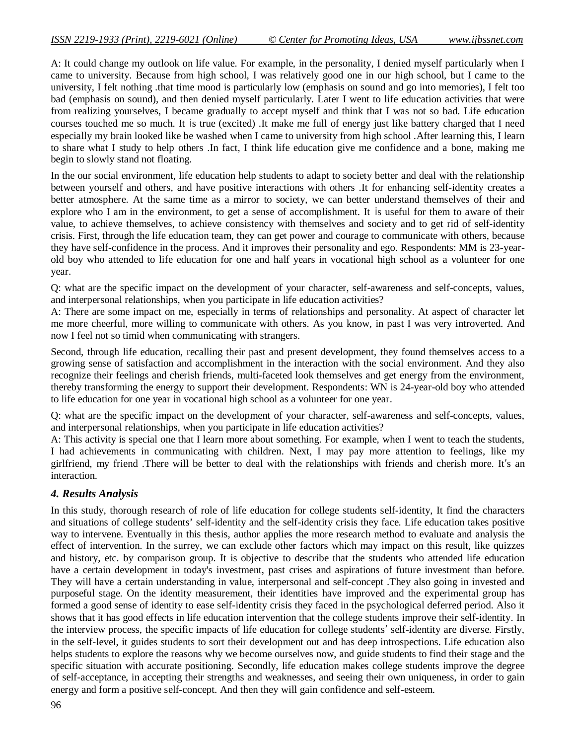A: It could change my outlook on life value. For example, in the personality, I denied myself particularly when I came to university. Because from high school, I was relatively good one in our high school, but I came to the university, I felt nothing .that time mood is particularly low (emphasis on sound and go into memories), I felt too bad (emphasis on sound), and then denied myself particularly. Later I went to life education activities that were from realizing yourselves, I became gradually to accept myself and think that I was not so bad. Life education courses touched me so much. It is true (excited) .It make me full of energy just like battery charged that I need especially my brain looked like be washed when I came to university from high school .After learning this, I learn to share what I study to help others .In fact, I think life education give me confidence and a bone, making me begin to slowly stand not floating.

In the our social environment, life education help students to adapt to society better and deal with the relationship between yourself and others, and have positive interactions with others .It for enhancing self-identity creates a better atmosphere. At the same time as a mirror to society, we can better understand themselves of their and explore who I am in the environment, to get a sense of accomplishment. It is useful for them to aware of their value, to achieve themselves, to achieve consistency with themselves and society and to get rid of self-identity crisis. First, through the life education team, they can get power and courage to communicate with others, because they have self-confidence in the process. And it improves their personality and ego. Respondents: MM is 23-year-old boy who attended to life education for one and half years in vocational high school as a volunteer for one year.

Q: what are the specific impact on the development of your character, self-awareness and self-concepts, values, and interpersonal relationships, when you participate in life education activities?
A: There are some impact on me, especially in terms of relationships and personality. At aspect of character let me more cheerful, more willing to communicate with others. As you know, in past I was very introverted. And now I feel not so timid when communicating with strangers.

Second, through life education, recalling their past and present development, they found themselves access to a growing sense of satisfaction and accomplishment in the interaction with the social environment. And they also recognize their feelings and cherish friends, multi-faceted look themselves and get energy from the environment, thereby transforming the energy to support their development. Respondents: WN is 24-year-old boy who attended to life education for one year in vocational high school as a volunteer for one year.

Q: what are the specific impact on the development of your character, self-awareness and self-concepts, values, and interpersonal relationships, when you participate in life education activities?
A: This activity is special one that I learn more about something. For example, when I went to teach the students, I had achievements in communicating with children. Next, I may pay more attention to feelings, like my girlfriend, my friend .There will be better to deal with the relationships with friends and cherish more. It′s an interaction.

### *4. Results Analysis*

In this study, thorough research of role of life education for college students self-identity, It find the characters and situations of college students' self-identity and the self-identity crisis they face. Life education takes positive way to intervene. Eventually in this thesis, author applies the more research method to evaluate and analysis the effect of intervention. In the surrey, we can exclude other factors which may impact on this result, like quizzes and history, etc. by comparison group. It is objective to describe that the students who attended life education have a certain development in today's investment, past crises and aspirations of future investment than before. They will have a certain understanding in value, interpersonal and self-concept .They also going in invested and purposeful stage. On the identity measurement, their identities have improved and the experimental group has formed a good sense of identity to ease self-identity crisis they faced in the psychological deferred period. Also it shows that it has good effects in life education intervention that the college students improve their self-identity. In the interview process, the specific impacts of life education for college students′ self-identity are diverse. Firstly, in the self-level, it guides students to sort their development out and has deep introspections. Life education also helps students to explore the reasons why we become ourselves now, and guide students to find their stage and the specific situation with accurate positioning. Secondly, life education makes college students improve the degree of self-acceptance, in accepting their strengths and weaknesses, and seeing their own uniqueness, in order to gain energy and form a positive self-concept. And then they will gain confidence and self-esteem.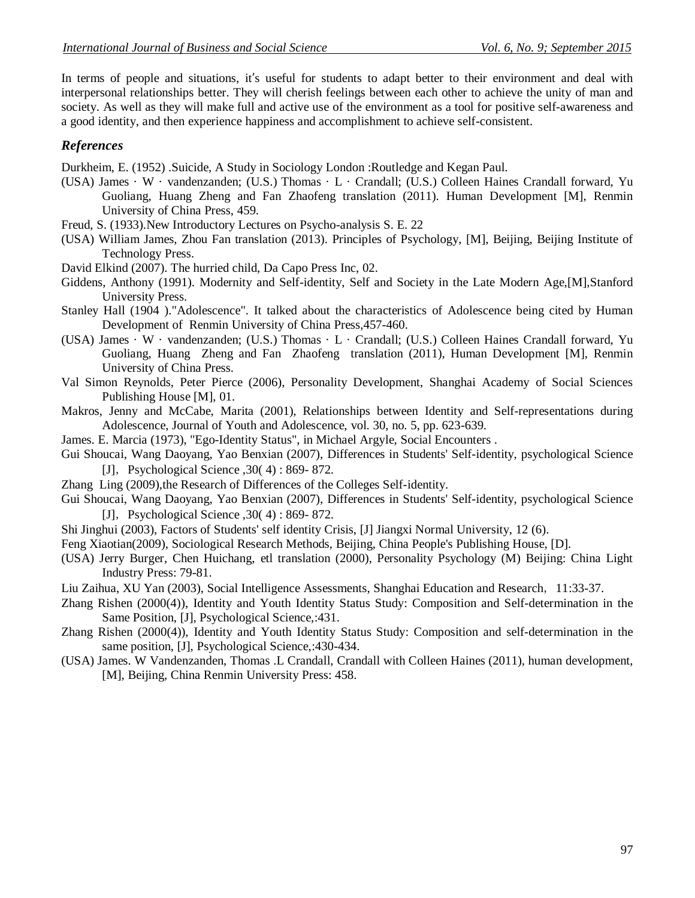In terms of people and situations, it's useful for students to adapt better to their environment and deal with interpersonal relationships better. They will cherish feelings between each other to achieve the unity of man and society. As well as they will make full and active use of the environment as a tool for positive self-awareness and a good identity, and then experience happiness and accomplishment to achieve self-consistent.

## *References*

Durkheim, E. (1952) .Suicide, A Study in Sociology London :Routledge and Kegan Paul.

(USA) James · W · vandenzanden; (U.S.) Thomas · L · Crandall; (U.S.) Colleen Haines Crandall forward, Yu Guoliang, Huang Zheng and Fan Zhaofeng translation (2011). Human Development [M], Renmin University of China Press, 459.

Freud, S. (1933).New Introductory Lectures on Psycho-analysis S. E. 22

(USA) William James, Zhou Fan translation (2013). Principles of Psychology, [M], Beijing, Beijing Institute of Technology Press.

David Elkind (2007). The hurried child, Da Capo Press Inc, 02.

Giddens, Anthony (1991). Modernity and Self-identity, Self and Society in the Late Modern Age,[M],Stanford University Press.

Stanley Hall (1904 )."Adolescence". It talked about the characteristics of Adolescence being cited by Human Development of Renmin University of China Press,457-460.

(USA) James · W · vandenzanden; (U.S.) Thomas · L · Crandall; (U.S.) Colleen Haines Crandall forward, Yu Guoliang, Huang Zheng and Fan Zhaofeng translation (2011), Human Development [M], Renmin University of China Press.

Val Simon Reynolds, Peter Pierce (2006), Personality Development, Shanghai Academy of Social Sciences Publishing House [M], 01.

Makros, Jenny and McCabe, Marita (2001), Relationships between Identity and Self-representations during Adolescence, Journal of Youth and Adolescence, vol. 30, no. 5, pp. 623-639.

James. E. Marcia (1973), "Ego-Identity Status", in Michael Argyle, Social Encounters .

Gui Shoucai, Wang Daoyang, Yao Benxian (2007), Differences in Students' Self-identity, psychological Science [J], Psychological Science ,30( 4) : 869- 872.

Zhang Ling (2009),the Research of Differences of the Colleges Self-identity.

Gui Shoucai, Wang Daoyang, Yao Benxian (2007), Differences in Students' Self-identity, psychological Science [J], Psychological Science ,30( 4) : 869- 872.

Shi Jinghui (2003), Factors of Students' self identity Crisis, [J] Jiangxi Normal University, 12 (6).

Feng Xiaotian(2009), Sociological Research Methods, Beijing, China People's Publishing House, [D].

(USA) Jerry Burger, Chen Huichang, etl translation (2000), Personality Psychology (M) Beijing: China Light Industry Press: 79-81.

Liu Zaihua, XU Yan (2003), Social Intelligence Assessments, Shanghai Education and Research, 11:33-37.

Zhang Rishen (2000(4)), Identity and Youth Identity Status Study: Composition and Self-determination in the Same Position, [J], Psychological Science,:431.

Zhang Rishen (2000(4)), Identity and Youth Identity Status Study: Composition and self-determination in the same position, [J], Psychological Science,:430-434.

(USA) James. W Vandenzanden, Thomas .L Crandall, Crandall with Colleen Haines (2011), human development, [M], Beijing, China Renmin University Press: 458.